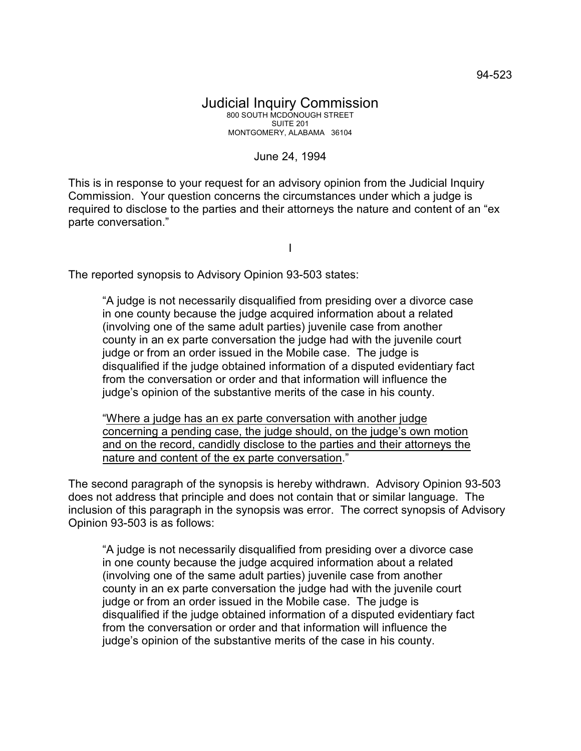94-523

# Judicial Inquiry Commission

800 SOUTH MCDONOUGH STREET
SUITE 201
MONTGOMERY, ALABAMA 36104

June 24, 1994

This is in response to your request for an advisory opinion from the Judicial Inquiry Commission. Your question concerns the circumstances under which a judge is required to disclose to the parties and their attorneys the nature and content of an "ex parte conversation."

I

The reported synopsis to Advisory Opinion 93-503 states:

> "A judge is not necessarily disqualified from presiding over a divorce case in one county because the judge acquired information about a related (involving one of the same adult parties) juvenile case from another county in an ex parte conversation the judge had with the juvenile court judge or from an order issued in the Mobile case. The judge is disqualified if the judge obtained information of a disputed evidentiary fact from the conversation or order and that information will influence the judge's opinion of the substantive merits of the case in his county.
>
> "<u>Where a judge has an ex parte conversation with another judge concerning a pending case, the judge should, on the judge's own motion and on the record, candidly disclose to the parties and their attorneys the nature and content of the ex parte conversation</u>."

The second paragraph of the synopsis is hereby withdrawn. Advisory Opinion 93-503 does not address that principle and does not contain that or similar language. The inclusion of this paragraph in the synopsis was error. The correct synopsis of Advisory Opinion 93-503 is as follows:

> "A judge is not necessarily disqualified from presiding over a divorce case in one county because the judge acquired information about a related (involving one of the same adult parties) juvenile case from another county in an ex parte conversation the judge had with the juvenile court judge or from an order issued in the Mobile case. The judge is disqualified if the judge obtained information of a disputed evidentiary fact from the conversation or order and that information will influence the judge's opinion of the substantive merits of the case in his county.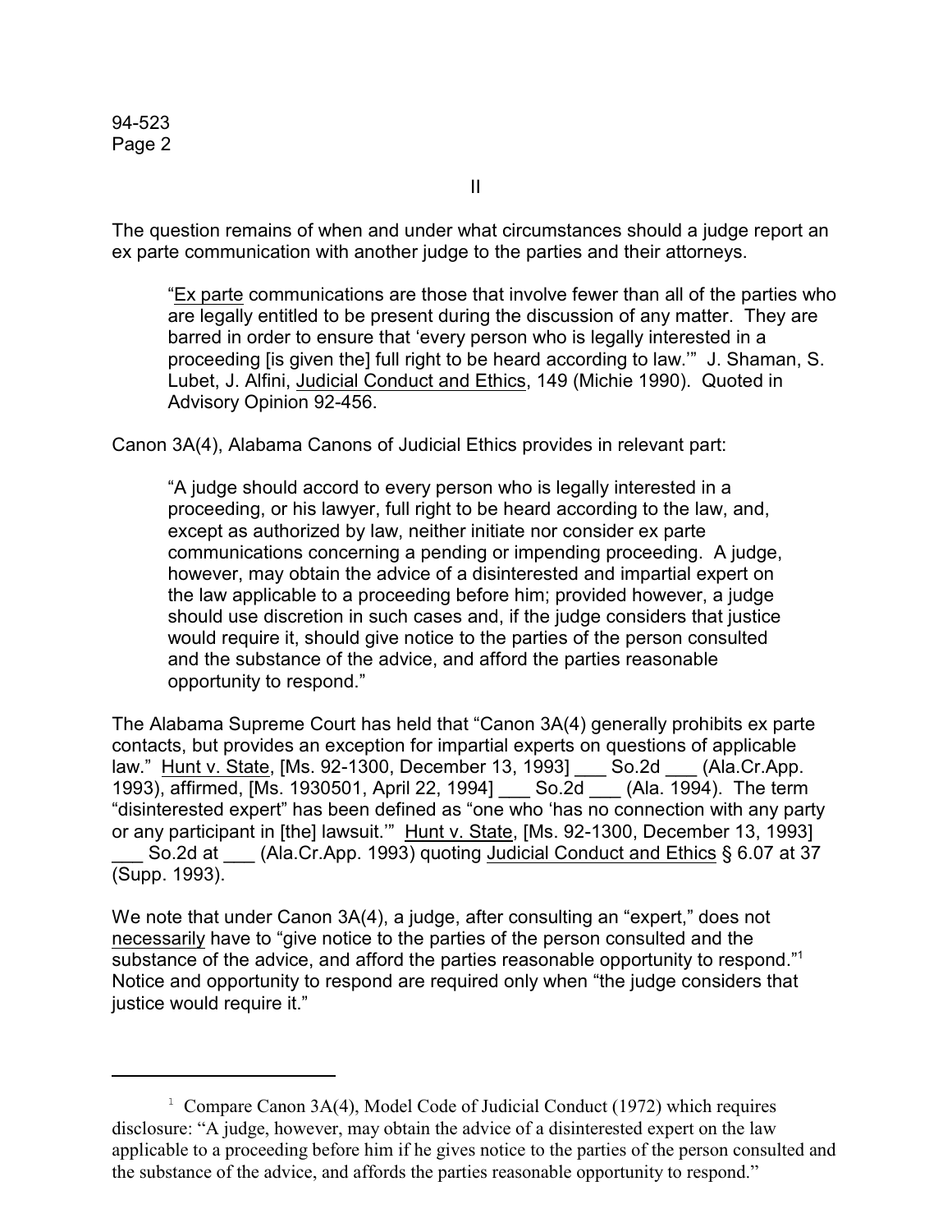## II

The question remains of when and under what circumstances should a judge report an ex parte communication with another judge to the parties and their attorneys.

> "Ex parte communications are those that involve fewer than all of the parties who are legally entitled to be present during the discussion of any matter. They are barred in order to ensure that 'every person who is legally interested in a proceeding [is given the] full right to be heard according to law.'" J. Shaman, S. Lubet, J. Alfini, Judicial Conduct and Ethics, 149 (Michie 1990). Quoted in Advisory Opinion 92-456.

Canon 3A(4), Alabama Canons of Judicial Ethics provides in relevant part:

> "A judge should accord to every person who is legally interested in a proceeding, or his lawyer, full right to be heard according to the law, and, except as authorized by law, neither initiate nor consider ex parte communications concerning a pending or impending proceeding. A judge, however, may obtain the advice of a disinterested and impartial expert on the law applicable to a proceeding before him; provided however, a judge should use discretion in such cases and, if the judge considers that justice would require it, should give notice to the parties of the person consulted and the substance of the advice, and afford the parties reasonable opportunity to respond."

The Alabama Supreme Court has held that "Canon 3A(4) generally prohibits ex parte contacts, but provides an exception for impartial experts on questions of applicable law." Hunt v. State, [Ms. 92-1300, December 13, 1993] ___ So.2d ___ (Ala.Cr.App. 1993), affirmed, [Ms. 1930501, April 22, 1994] ___ So.2d ___ (Ala. 1994). The term "disinterested expert" has been defined as "one who 'has no connection with any party or any participant in [the] lawsuit.'" Hunt v. State, [Ms. 92-1300, December 13, 1993] ___ So.2d at ___ (Ala.Cr.App. 1993) quoting Judicial Conduct and Ethics § 6.07 at 37 (Supp. 1993).

We note that under Canon 3A(4), a judge, after consulting an "expert," does not necessarily have to "give notice to the parties of the person consulted and the substance of the advice, and afford the parties reasonable opportunity to respond."[1] Notice and opportunity to respond are required only when "the judge considers that justice would require it."

---

[1] Compare Canon 3A(4), Model Code of Judicial Conduct (1972) which requires disclosure: "A judge, however, may obtain the advice of a disinterested expert on the law applicable to a proceeding before him if he gives notice to the parties of the person consulted and the substance of the advice, and affords the parties reasonable opportunity to respond."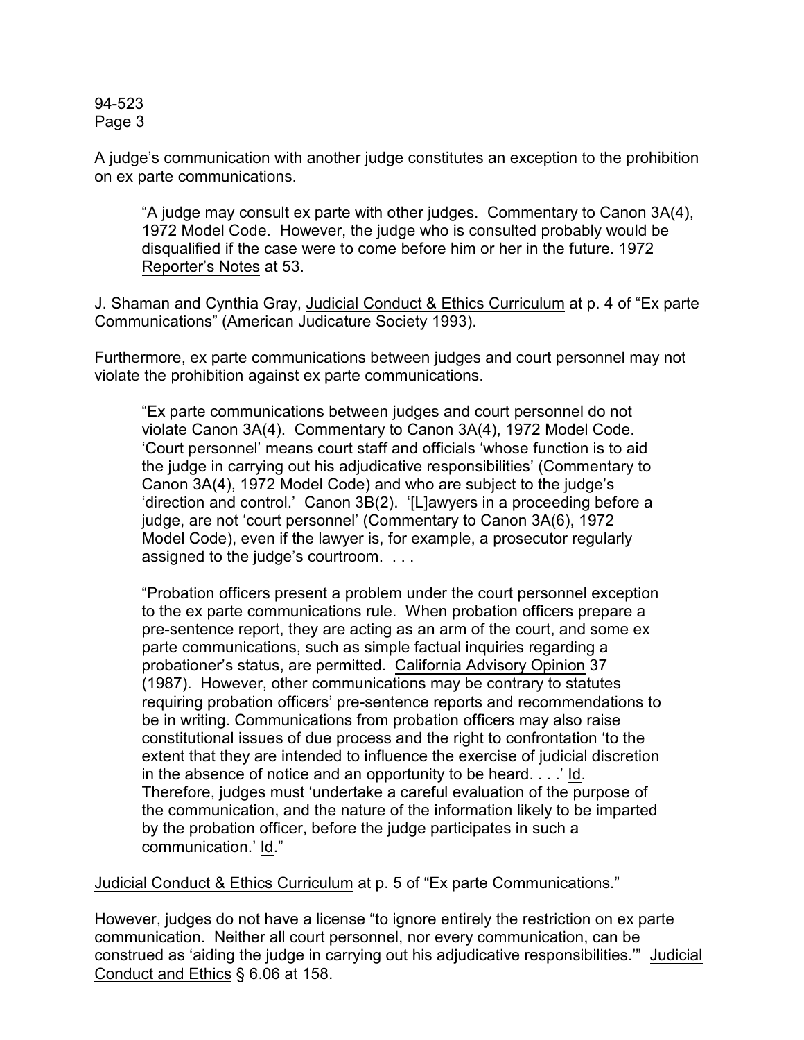A judge's communication with another judge constitutes an exception to the prohibition on ex parte communications.

> "A judge may consult ex parte with other judges. Commentary to Canon 3A(4), 1972 Model Code. However, the judge who is consulted probably would be disqualified if the case were to come before him or her in the future. 1972 Reporter's Notes at 53.

J. Shaman and Cynthia Gray, Judicial Conduct & Ethics Curriculum at p. 4 of "Ex parte Communications" (American Judicature Society 1993).

Furthermore, ex parte communications between judges and court personnel may not violate the prohibition against ex parte communications.

> "Ex parte communications between judges and court personnel do not violate Canon 3A(4). Commentary to Canon 3A(4), 1972 Model Code. 'Court personnel' means court staff and officials 'whose function is to aid the judge in carrying out his adjudicative responsibilities' (Commentary to Canon 3A(4), 1972 Model Code) and who are subject to the judge's 'direction and control.' Canon 3B(2). '[L]awyers in a proceeding before a judge, are not 'court personnel' (Commentary to Canon 3A(6), 1972 Model Code), even if the lawyer is, for example, a prosecutor regularly assigned to the judge's courtroom. . . .
>
> "Probation officers present a problem under the court personnel exception to the ex parte communications rule. When probation officers prepare a pre-sentence report, they are acting as an arm of the court, and some ex parte communications, such as simple factual inquiries regarding a probationer's status, are permitted. California Advisory Opinion 37 (1987). However, other communications may be contrary to statutes requiring probation officers' pre-sentence reports and recommendations to be in writing. Communications from probation officers may also raise constitutional issues of due process and the right to confrontation 'to the extent that they are intended to influence the exercise of judicial discretion in the absence of notice and an opportunity to be heard. . . .' Id. Therefore, judges must 'undertake a careful evaluation of the purpose of the communication, and the nature of the information likely to be imparted by the probation officer, before the judge participates in such a communication.' Id."

Judicial Conduct & Ethics Curriculum at p. 5 of "Ex parte Communications."

However, judges do not have a license "to ignore entirely the restriction on ex parte communication. Neither all court personnel, nor every communication, can be construed as 'aiding the judge in carrying out his adjudicative responsibilities.'" Judicial Conduct and Ethics § 6.06 at 158.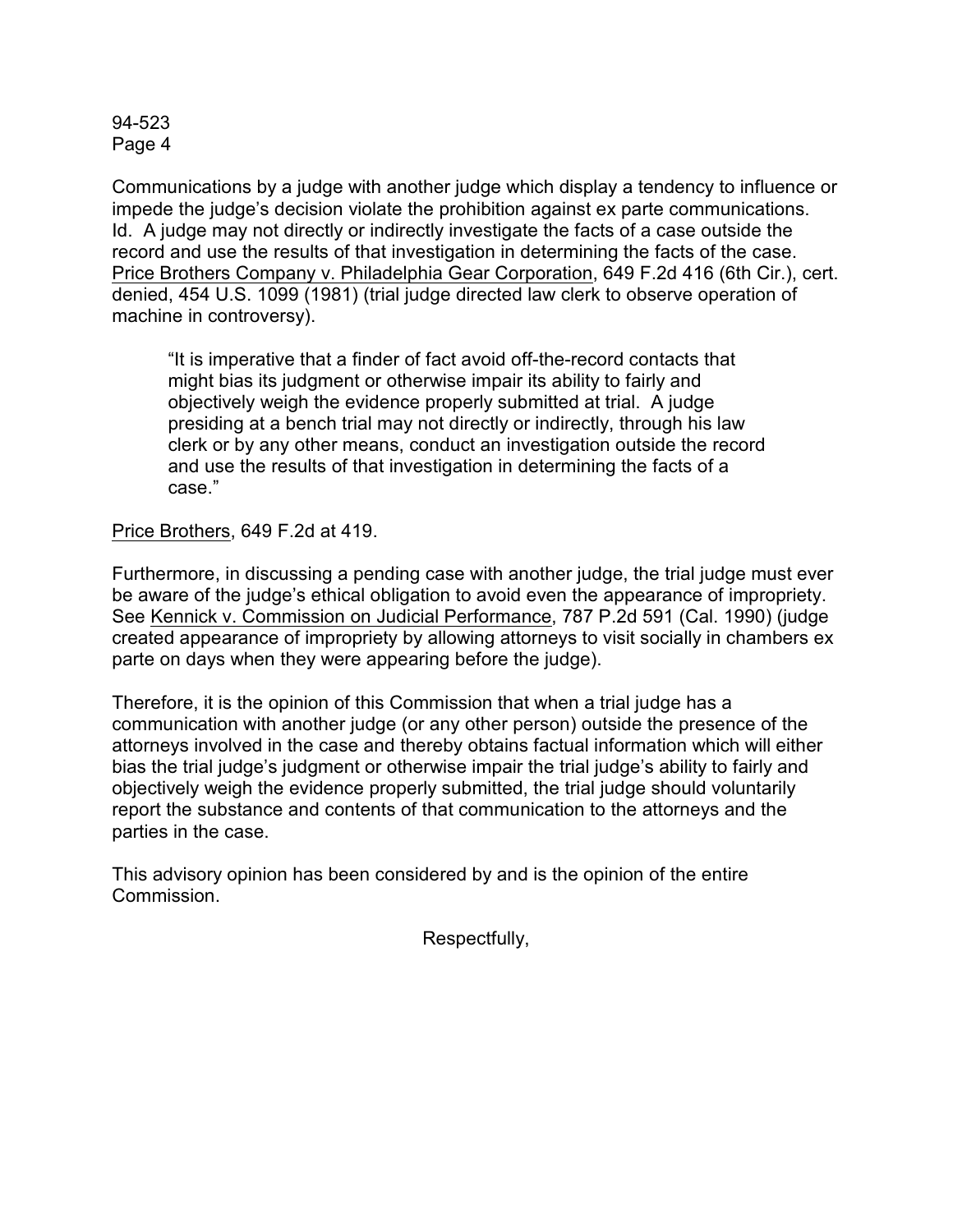Communications by a judge with another judge which display a tendency to influence or impede the judge's decision violate the prohibition against ex parte communications. Id. A judge may not directly or indirectly investigate the facts of a case outside the record and use the results of that investigation in determining the facts of the case. Price Brothers Company v. Philadelphia Gear Corporation, 649 F.2d 416 (6th Cir.), cert. denied, 454 U.S. 1099 (1981) (trial judge directed law clerk to observe operation of machine in controversy).

> "It is imperative that a finder of fact avoid off-the-record contacts that might bias its judgment or otherwise impair its ability to fairly and objectively weigh the evidence properly submitted at trial. A judge presiding at a bench trial may not directly or indirectly, through his law clerk or by any other means, conduct an investigation outside the record and use the results of that investigation in determining the facts of a case."

Price Brothers, 649 F.2d at 419.

Furthermore, in discussing a pending case with another judge, the trial judge must ever be aware of the judge's ethical obligation to avoid even the appearance of impropriety. See Kennick v. Commission on Judicial Performance, 787 P.2d 591 (Cal. 1990) (judge created appearance of impropriety by allowing attorneys to visit socially in chambers ex parte on days when they were appearing before the judge).

Therefore, it is the opinion of this Commission that when a trial judge has a communication with another judge (or any other person) outside the presence of the attorneys involved in the case and thereby obtains factual information which will either bias the trial judge's judgment or otherwise impair the trial judge's ability to fairly and objectively weigh the evidence properly submitted, the trial judge should voluntarily report the substance and contents of that communication to the attorneys and the parties in the case.

This advisory opinion has been considered by and is the opinion of the entire Commission.

Respectfully,